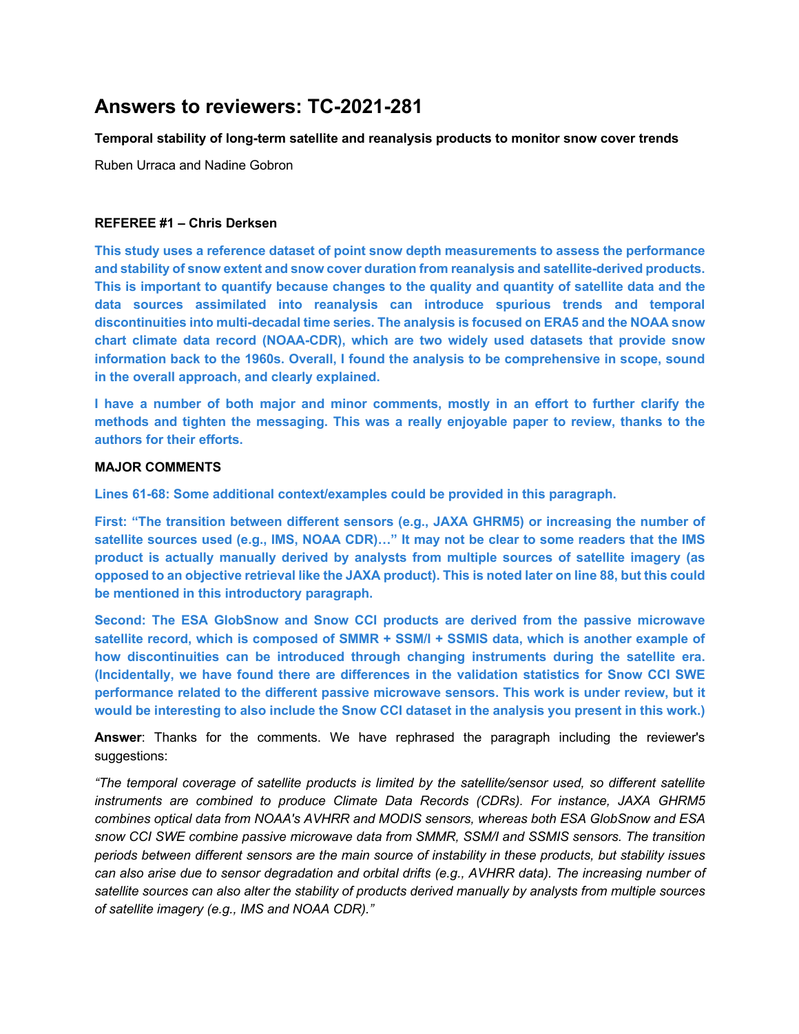# Answers to reviewers: TC-2021-281

**Temporal stability of long-term satellite and reanalysis products to monitor snow cover trends**

Ruben Urraca and Nadine Gobron

**REFEREE #1 – Chris Derksen**

**This study uses a reference dataset of point snow depth measurements to assess the performance and stability of snow extent and snow cover duration from reanalysis and satellite-derived products. This is important to quantify because changes to the quality and quantity of satellite data and the data sources assimilated into reanalysis can introduce spurious trends and temporal discontinuities into multi-decadal time series. The analysis is focused on ERA5 and the NOAA snow chart climate data record (NOAA-CDR), which are two widely used datasets that provide snow information back to the 1960s. Overall, I found the analysis to be comprehensive in scope, sound in the overall approach, and clearly explained.**

**I have a number of both major and minor comments, mostly in an effort to further clarify the methods and tighten the messaging. This was a really enjoyable paper to review, thanks to the authors for their efforts.**

**MAJOR COMMENTS**

**Lines 61-68: Some additional context/examples could be provided in this paragraph.**

**First: "The transition between different sensors (e.g., JAXA GHRM5) or increasing the number of satellite sources used (e.g., IMS, NOAA CDR)…" It may not be clear to some readers that the IMS product is actually manually derived by analysts from multiple sources of satellite imagery (as opposed to an objective retrieval like the JAXA product). This is noted later on line 88, but this could be mentioned in this introductory paragraph.**

**Second: The ESA GlobSnow and Snow CCI products are derived from the passive microwave satellite record, which is composed of SMMR + SSM/I + SSMIS data, which is another example of how discontinuities can be introduced through changing instruments during the satellite era. (Incidentally, we have found there are differences in the validation statistics for Snow CCI SWE performance related to the different passive microwave sensors. This work is under review, but it would be interesting to also include the Snow CCI dataset in the analysis you present in this work.)**

**Answer**: Thanks for the comments. We have rephrased the paragraph including the reviewer's suggestions:

*"The temporal coverage of satellite products is limited by the satellite/sensor used, so different satellite instruments are combined to produce Climate Data Records (CDRs). For instance, JAXA GHRM5 combines optical data from NOAA's AVHRR and MODIS sensors, whereas both ESA GlobSnow and ESA snow CCI SWE combine passive microwave data from SMMR, SSM/I and SSMIS sensors. The transition periods between different sensors are the main source of instability in these products, but stability issues can also arise due to sensor degradation and orbital drifts (e.g., AVHRR data). The increasing number of satellite sources can also alter the stability of products derived manually by analysts from multiple sources of satellite imagery (e.g., IMS and NOAA CDR)."*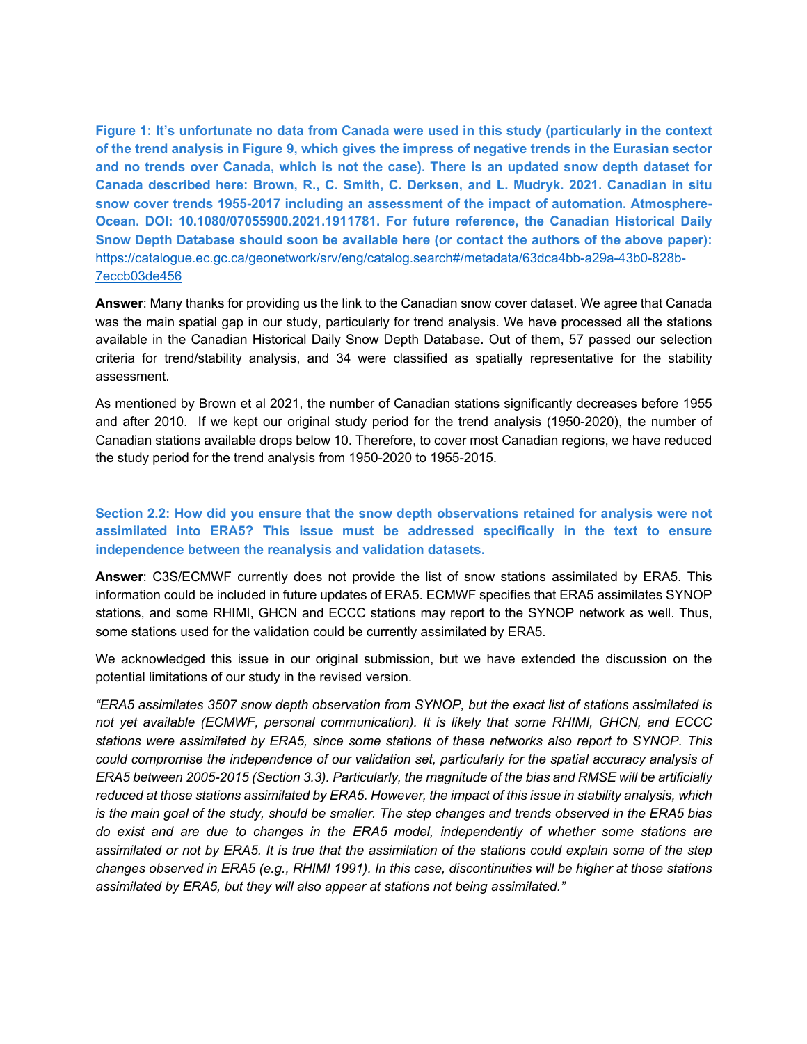**Figure 1: It's unfortunate no data from Canada were used in this study (particularly in the context of the trend analysis in Figure 9, which gives the impress of negative trends in the Eurasian sector and no trends over Canada, which is not the case). There is an updated snow depth dataset for Canada described here: Brown, R., C. Smith, C. Derksen, and L. Mudryk. 2021. Canadian in situ snow cover trends 1955-2017 including an assessment of the impact of automation. Atmosphere-Ocean. DOI: 10.1080/07055900.2021.1911781. For future reference, the Canadian Historical Daily Snow Depth Database should soon be available here (or contact the authors of the above paper):** https://catalogue.ec.gc.ca/geonetwork/srv/eng/catalog.search#/metadata/63dca4bb-a29a-43b0-828b-7eccb03de456

**Answer**: Many thanks for providing us the link to the Canadian snow cover dataset. We agree that Canada was the main spatial gap in our study, particularly for trend analysis. We have processed all the stations available in the Canadian Historical Daily Snow Depth Database. Out of them, 57 passed our selection criteria for trend/stability analysis, and 34 were classified as spatially representative for the stability assessment.

As mentioned by Brown et al 2021, the number of Canadian stations significantly decreases before 1955 and after 2010. If we kept our original study period for the trend analysis (1950-2020), the number of Canadian stations available drops below 10. Therefore, to cover most Canadian regions, we have reduced the study period for the trend analysis from 1950-2020 to 1955-2015.

**Section 2.2: How did you ensure that the snow depth observations retained for analysis were not assimilated into ERA5? This issue must be addressed specifically in the text to ensure independence between the reanalysis and validation datasets.**

**Answer**: C3S/ECMWF currently does not provide the list of snow stations assimilated by ERA5. This information could be included in future updates of ERA5. ECMWF specifies that ERA5 assimilates SYNOP stations, and some RHIMI, GHCN and ECCC stations may report to the SYNOP network as well. Thus, some stations used for the validation could be currently assimilated by ERA5.

We acknowledged this issue in our original submission, but we have extended the discussion on the potential limitations of our study in the revised version.

*"ERA5 assimilates 3507 snow depth observation from SYNOP, but the exact list of stations assimilated is not yet available (ECMWF, personal communication). It is likely that some RHIMI, GHCN, and ECCC stations were assimilated by ERA5, since some stations of these networks also report to SYNOP. This could compromise the independence of our validation set, particularly for the spatial accuracy analysis of ERA5 between 2005-2015 (Section 3.3). Particularly, the magnitude of the bias and RMSE will be artificially reduced at those stations assimilated by ERA5. However, the impact of this issue in stability analysis, which is the main goal of the study, should be smaller. The step changes and trends observed in the ERA5 bias do exist and are due to changes in the ERA5 model, independently of whether some stations are assimilated or not by ERA5. It is true that the assimilation of the stations could explain some of the step changes observed in ERA5 (e.g., RHIMI 1991). In this case, discontinuities will be higher at those stations assimilated by ERA5, but they will also appear at stations not being assimilated."*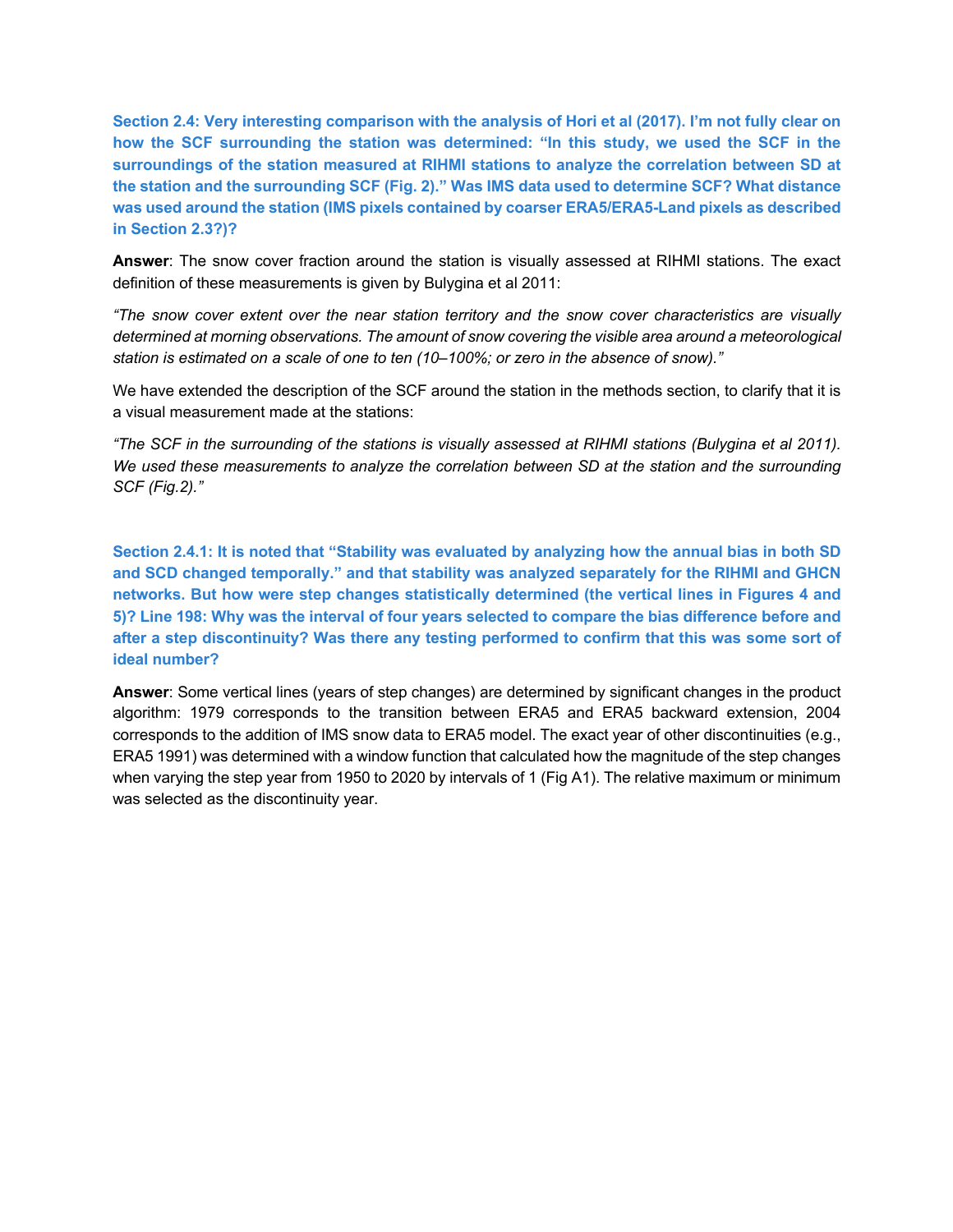**Section 2.4: Very interesting comparison with the analysis of Hori et al (2017). I'm not fully clear on how the SCF surrounding the station was determined: "In this study, we used the SCF in the surroundings of the station measured at RIHMI stations to analyze the correlation between SD at the station and the surrounding SCF (Fig. 2)." Was IMS data used to determine SCF? What distance was used around the station (IMS pixels contained by coarser ERA5/ERA5-Land pixels as described in Section 2.3?)?**

**Answer**: The snow cover fraction around the station is visually assessed at RIHMI stations. The exact definition of these measurements is given by Bulygina et al 2011:

*"The snow cover extent over the near station territory and the snow cover characteristics are visually determined at morning observations. The amount of snow covering the visible area around a meteorological station is estimated on a scale of one to ten (10–100%; or zero in the absence of snow)."*

We have extended the description of the SCF around the station in the methods section, to clarify that it is a visual measurement made at the stations:

*"The SCF in the surrounding of the stations is visually assessed at RIHMI stations (Bulygina et al 2011). We used these measurements to analyze the correlation between SD at the station and the surrounding SCF (Fig.2)."*

**Section 2.4.1: It is noted that "Stability was evaluated by analyzing how the annual bias in both SD and SCD changed temporally." and that stability was analyzed separately for the RIHMI and GHCN networks. But how were step changes statistically determined (the vertical lines in Figures 4 and 5)? Line 198: Why was the interval of four years selected to compare the bias difference before and after a step discontinuity? Was there any testing performed to confirm that this was some sort of ideal number?**

**Answer**: Some vertical lines (years of step changes) are determined by significant changes in the product algorithm: 1979 corresponds to the transition between ERA5 and ERA5 backward extension, 2004 corresponds to the addition of IMS snow data to ERA5 model. The exact year of other discontinuities (e.g., ERA5 1991) was determined with a window function that calculated how the magnitude of the step changes when varying the step year from 1950 to 2020 by intervals of 1 (Fig A1). The relative maximum or minimum was selected as the discontinuity year.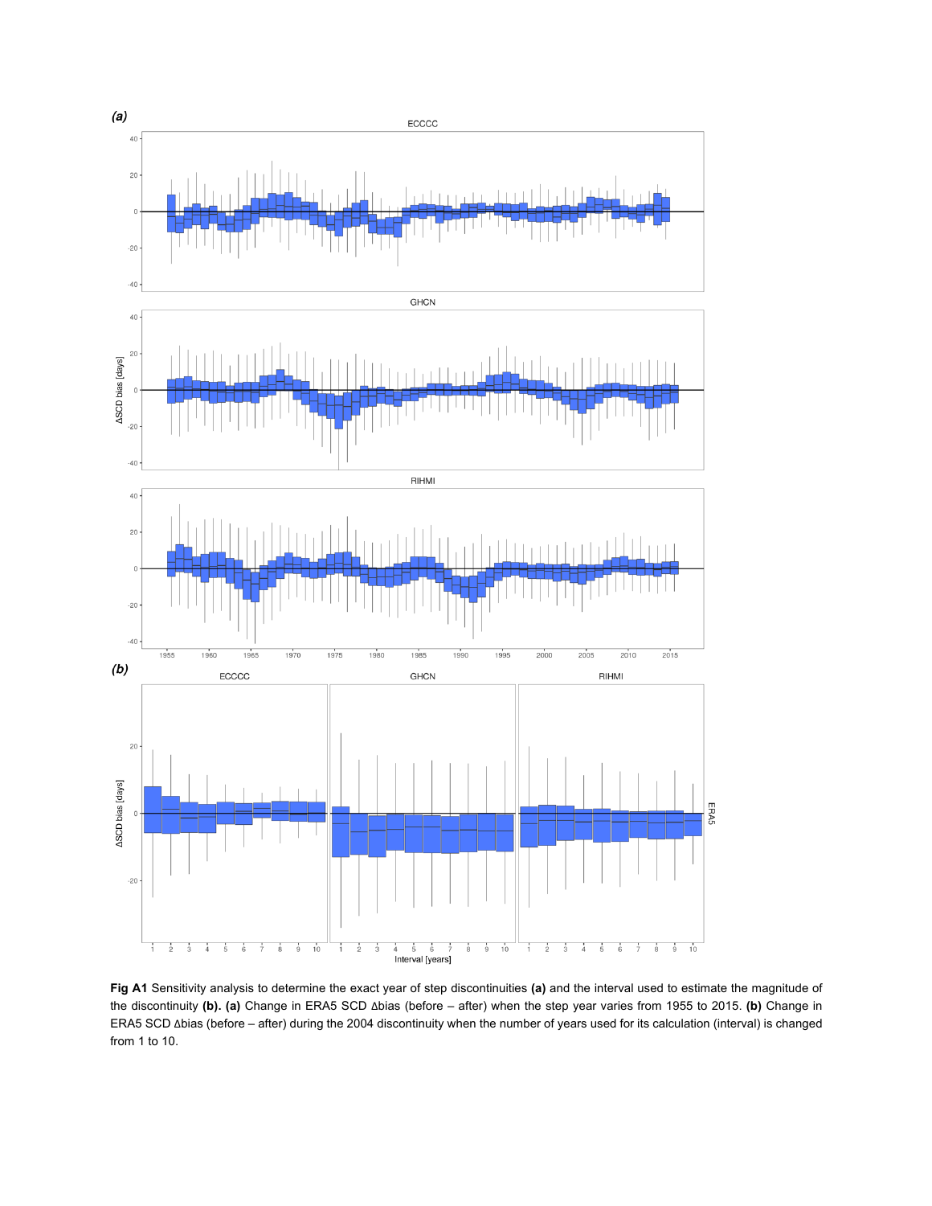**Fig A1** Sensitivity analysis to determine the exact year of step discontinuities **(a)** and the interval used to estimate the magnitude of the discontinuity **(b)**. **(a)** Change in ERA5 SCD Δbias (before – after) when the step year varies from 1955 to 2015. **(b)** Change in ERA5 SCD Δbias (before – after) during the 2004 discontinuity when the number of years used for its calculation (interval) is changed from 1 to 10.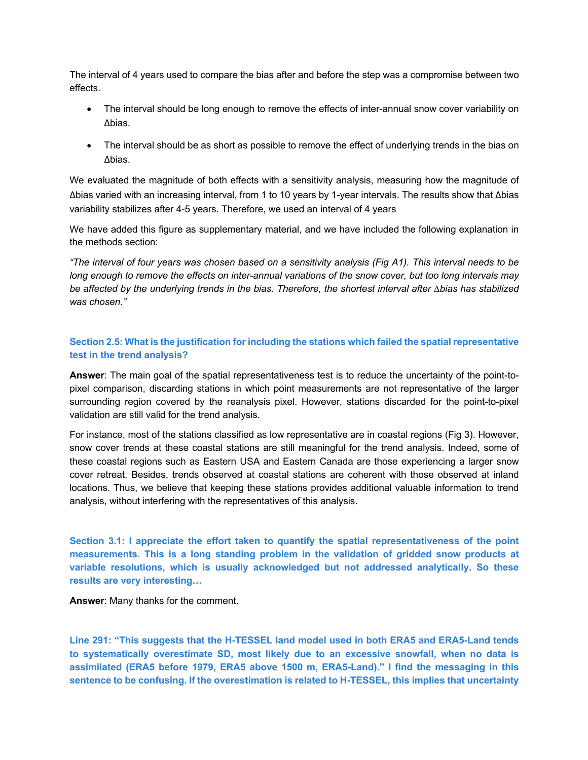The interval of 4 years used to compare the bias after and before the step was a compromise between two effects.

- The interval should be long enough to remove the effects of inter-annual snow cover variability on Δbias.
- The interval should be as short as possible to remove the effect of underlying trends in the bias on Δbias.

We evaluated the magnitude of both effects with a sensitivity analysis, measuring how the magnitude of Δbias varied with an increasing interval, from 1 to 10 years by 1-year intervals. The results show that Δbias variability stabilizes after 4-5 years. Therefore, we used an interval of 4 years

We have added this figure as supplementary material, and we have included the following explanation in the methods section:

*"The interval of four years was chosen based on a sensitivity analysis (Fig A1). This interval needs to be long enough to remove the effects on inter-annual variations of the snow cover, but too long intervals may be affected by the underlying trends in the bias. Therefore, the shortest interval after ∆bias has stabilized was chosen."*

**Section 2.5: What is the justification for including the stations which failed the spatial representative test in the trend analysis?**

**Answer**: The main goal of the spatial representativeness test is to reduce the uncertainty of the point-to-pixel comparison, discarding stations in which point measurements are not representative of the larger surrounding region covered by the reanalysis pixel. However, stations discarded for the point-to-pixel validation are still valid for the trend analysis.

For instance, most of the stations classified as low representative are in coastal regions (Fig 3). However, snow cover trends at these coastal stations are still meaningful for the trend analysis. Indeed, some of these coastal regions such as Eastern USA and Eastern Canada are those experiencing a larger snow cover retreat. Besides, trends observed at coastal stations are coherent with those observed at inland locations. Thus, we believe that keeping these stations provides additional valuable information to trend analysis, without interfering with the representatives of this analysis.

**Section 3.1: I appreciate the effort taken to quantify the spatial representativeness of the point measurements. This is a long standing problem in the validation of gridded snow products at variable resolutions, which is usually acknowledged but not addressed analytically. So these results are very interesting…**

**Answer**: Many thanks for the comment.

**Line 291: "This suggests that the H-TESSEL land model used in both ERA5 and ERA5-Land tends to systematically overestimate SD, most likely due to an excessive snowfall, when no data is assimilated (ERA5 before 1979, ERA5 above 1500 m, ERA5-Land)." I find the messaging in this sentence to be confusing. If the overestimation is related to H-TESSEL, this implies that uncertainty**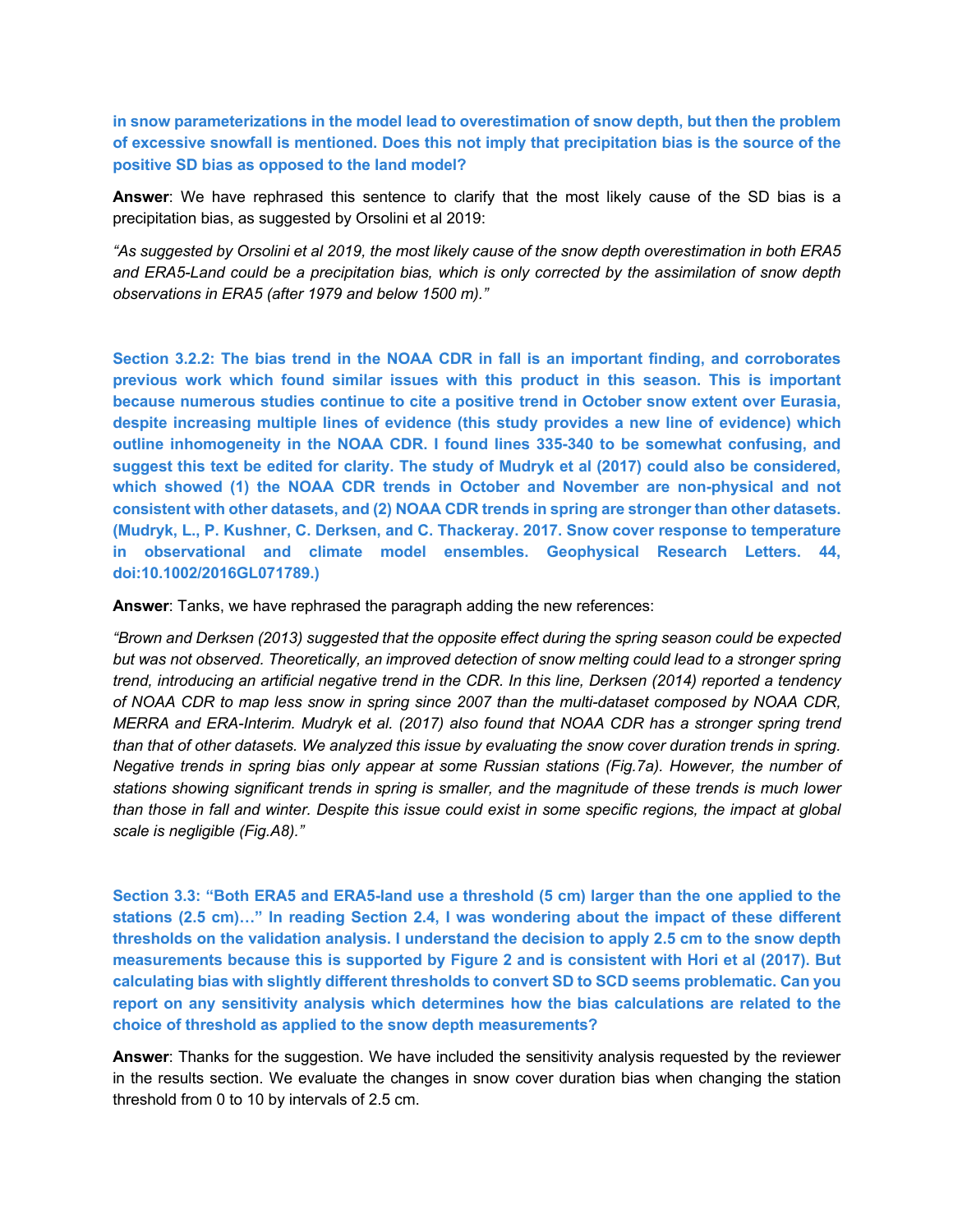**in snow parameterizations in the model lead to overestimation of snow depth, but then the problem of excessive snowfall is mentioned. Does this not imply that precipitation bias is the source of the positive SD bias as opposed to the land model?**

**Answer**: We have rephrased this sentence to clarify that the most likely cause of the SD bias is a precipitation bias, as suggested by Orsolini et al 2019:

*"As suggested by Orsolini et al 2019, the most likely cause of the snow depth overestimation in both ERA5 and ERA5-Land could be a precipitation bias, which is only corrected by the assimilation of snow depth observations in ERA5 (after 1979 and below 1500 m)."*

**Section 3.2.2: The bias trend in the NOAA CDR in fall is an important finding, and corroborates previous work which found similar issues with this product in this season. This is important because numerous studies continue to cite a positive trend in October snow extent over Eurasia, despite increasing multiple lines of evidence (this study provides a new line of evidence) which outline inhomogeneity in the NOAA CDR. I found lines 335-340 to be somewhat confusing, and suggest this text be edited for clarity. The study of Mudryk et al (2017) could also be considered, which showed (1) the NOAA CDR trends in October and November are non-physical and not consistent with other datasets, and (2) NOAA CDR trends in spring are stronger than other datasets. (Mudryk, L., P. Kushner, C. Derksen, and C. Thackeray. 2017. Snow cover response to temperature in observational and climate model ensembles. Geophysical Research Letters. 44, doi:10.1002/2016GL071789.)**

**Answer**: Tanks, we have rephrased the paragraph adding the new references:

*"Brown and Derksen (2013) suggested that the opposite effect during the spring season could be expected but was not observed. Theoretically, an improved detection of snow melting could lead to a stronger spring trend, introducing an artificial negative trend in the CDR. In this line, Derksen (2014) reported a tendency of NOAA CDR to map less snow in spring since 2007 than the multi-dataset composed by NOAA CDR, MERRA and ERA-Interim. Mudryk et al. (2017) also found that NOAA CDR has a stronger spring trend than that of other datasets. We analyzed this issue by evaluating the snow cover duration trends in spring. Negative trends in spring bias only appear at some Russian stations (Fig.7a). However, the number of stations showing significant trends in spring is smaller, and the magnitude of these trends is much lower than those in fall and winter. Despite this issue could exist in some specific regions, the impact at global scale is negligible (Fig.A8)."*

**Section 3.3: "Both ERA5 and ERA5-land use a threshold (5 cm) larger than the one applied to the stations (2.5 cm)…" In reading Section 2.4, I was wondering about the impact of these different thresholds on the validation analysis. I understand the decision to apply 2.5 cm to the snow depth measurements because this is supported by Figure 2 and is consistent with Hori et al (2017). But calculating bias with slightly different thresholds to convert SD to SCD seems problematic. Can you report on any sensitivity analysis which determines how the bias calculations are related to the choice of threshold as applied to the snow depth measurements?**

**Answer**: Thanks for the suggestion. We have included the sensitivity analysis requested by the reviewer in the results section. We evaluate the changes in snow cover duration bias when changing the station threshold from 0 to 10 by intervals of 2.5 cm.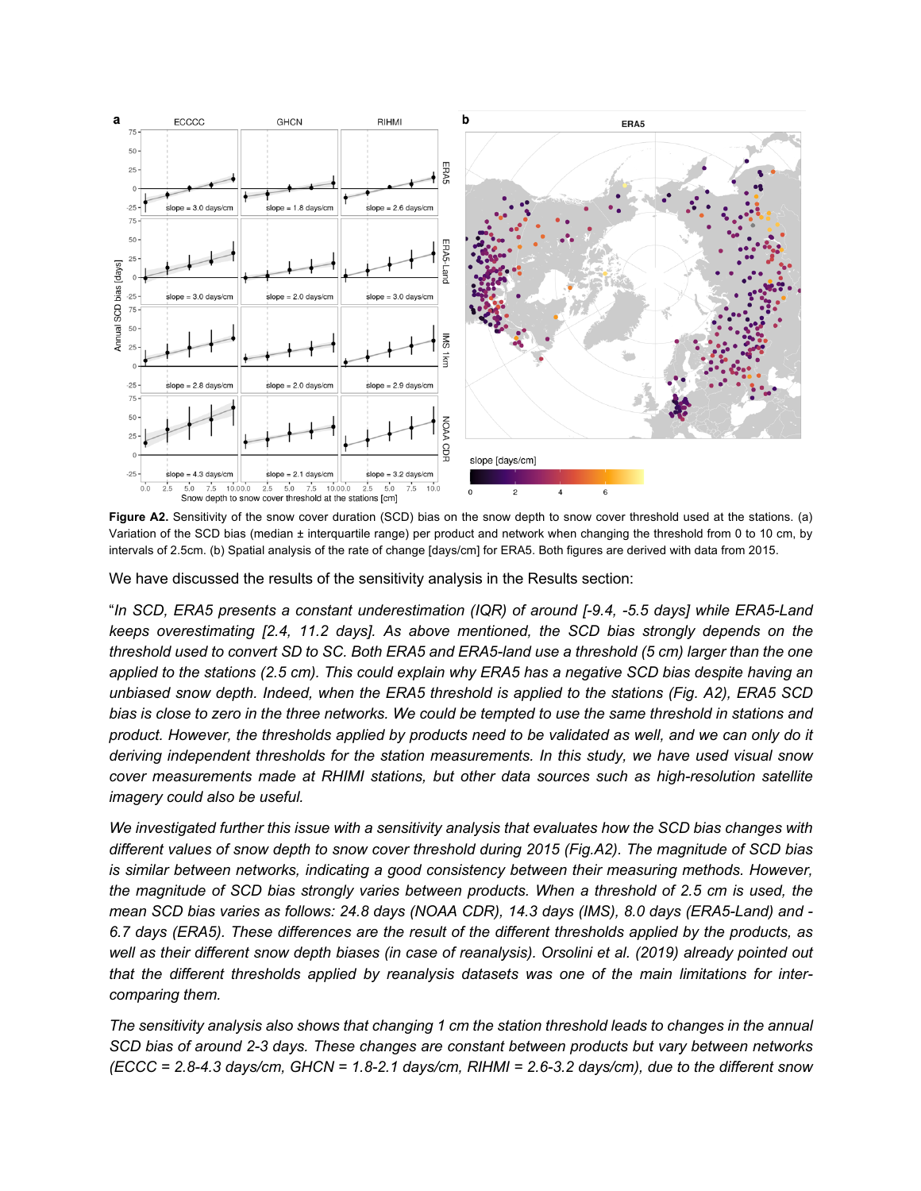**Figure A2.** Sensitivity of the snow cover duration (SCD) bias on the snow depth to snow cover threshold used at the stations. (a) Variation of the SCD bias (median ± interquartile range) per product and network when changing the threshold from 0 to 10 cm, by intervals of 2.5cm. (b) Spatial analysis of the rate of change [days/cm] for ERA5. Both figures are derived with data from 2015.

We have discussed the results of the sensitivity analysis in the Results section:

"*In SCD, ERA5 presents a constant underestimation (IQR) of around [-9.4, -5.5 days] while ERA5-Land keeps overestimating [2.4, 11.2 days]. As above mentioned, the SCD bias strongly depends on the threshold used to convert SD to SC. Both ERA5 and ERA5-land use a threshold (5 cm) larger than the one applied to the stations (2.5 cm). This could explain why ERA5 has a negative SCD bias despite having an unbiased snow depth. Indeed, when the ERA5 threshold is applied to the stations (Fig. A2), ERA5 SCD bias is close to zero in the three networks. We could be tempted to use the same threshold in stations and product. However, the thresholds applied by products need to be validated as well, and we can only do it deriving independent thresholds for the station measurements. In this study, we have used visual snow cover measurements made at RHIMI stations, but other data sources such as high-resolution satellite imagery could also be useful.*

*We investigated further this issue with a sensitivity analysis that evaluates how the SCD bias changes with different values of snow depth to snow cover threshold during 2015 (Fig.A2). The magnitude of SCD bias is similar between networks, indicating a good consistency between their measuring methods. However, the magnitude of SCD bias strongly varies between products. When a threshold of 2.5 cm is used, the mean SCD bias varies as follows: 24.8 days (NOAA CDR), 14.3 days (IMS), 8.0 days (ERA5-Land) and -6.7 days (ERA5). These differences are the result of the different thresholds applied by the products, as well as their different snow depth biases (in case of reanalysis). Orsolini et al. (2019) already pointed out that the different thresholds applied by reanalysis datasets was one of the main limitations for inter-comparing them.*

*The sensitivity analysis also shows that changing 1 cm the station threshold leads to changes in the annual SCD bias of around 2-3 days. These changes are constant between products but vary between networks (ECCC = 2.8-4.3 days/cm, GHCN = 1.8-2.1 days/cm, RIHMI = 2.6-3.2 days/cm), due to the different snow*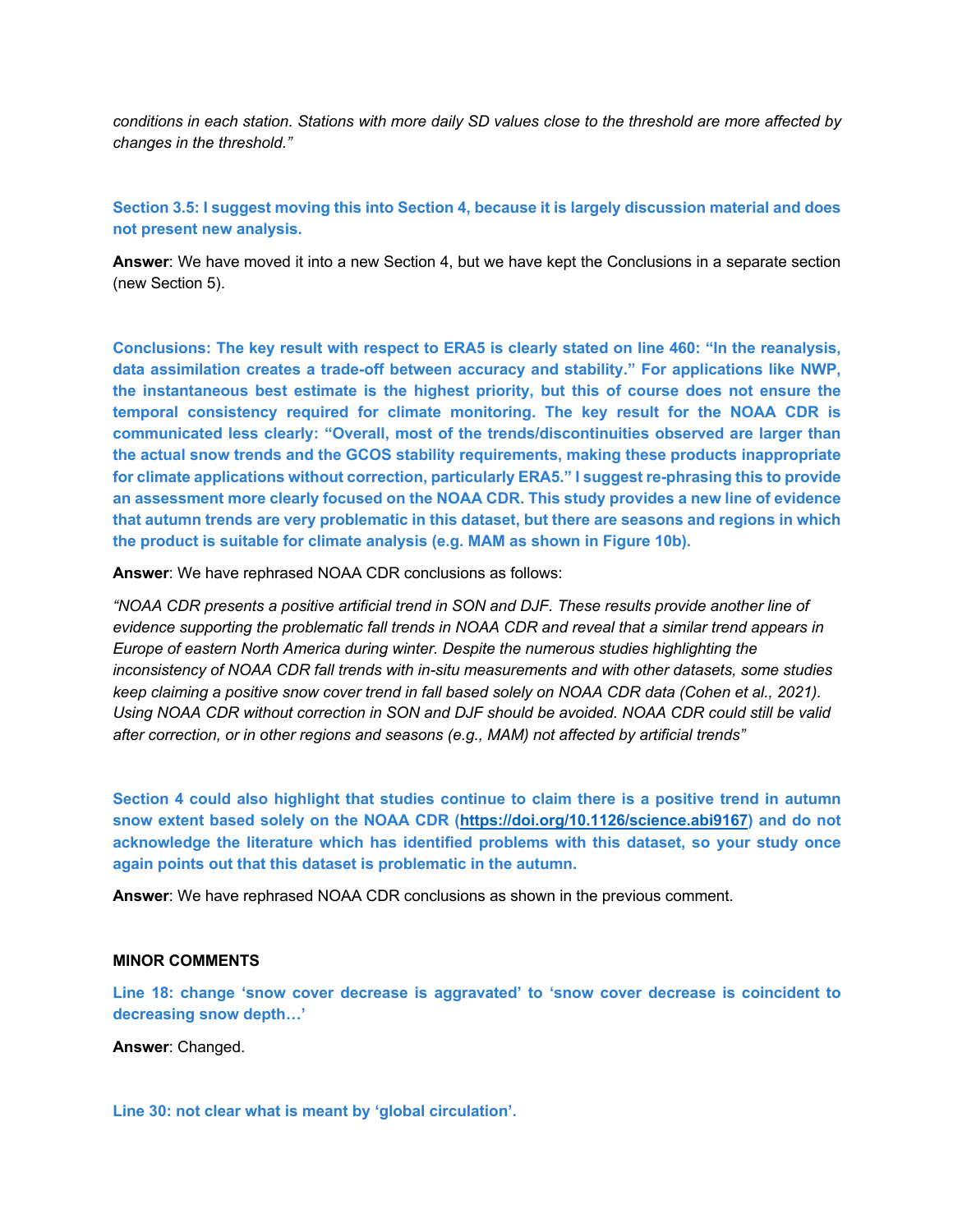*conditions in each station. Stations with more daily SD values close to the threshold are more affected by changes in the threshold."*

**Section 3.5: I suggest moving this into Section 4, because it is largely discussion material and does not present new analysis.**

**Answer**: We have moved it into a new Section 4, but we have kept the Conclusions in a separate section (new Section 5).

**Conclusions: The key result with respect to ERA5 is clearly stated on line 460: "In the reanalysis, data assimilation creates a trade-off between accuracy and stability." For applications like NWP, the instantaneous best estimate is the highest priority, but this of course does not ensure the temporal consistency required for climate monitoring. The key result for the NOAA CDR is communicated less clearly: "Overall, most of the trends/discontinuities observed are larger than the actual snow trends and the GCOS stability requirements, making these products inappropriate for climate applications without correction, particularly ERA5." I suggest re-phrasing this to provide an assessment more clearly focused on the NOAA CDR. This study provides a new line of evidence that autumn trends are very problematic in this dataset, but there are seasons and regions in which the product is suitable for climate analysis (e.g. MAM as shown in Figure 10b).**

**Answer**: We have rephrased NOAA CDR conclusions as follows:

*"NOAA CDR presents a positive artificial trend in SON and DJF. These results provide another line of evidence supporting the problematic fall trends in NOAA CDR and reveal that a similar trend appears in Europe of eastern North America during winter. Despite the numerous studies highlighting the inconsistency of NOAA CDR fall trends with in-situ measurements and with other datasets, some studies keep claiming a positive snow cover trend in fall based solely on NOAA CDR data (Cohen et al., 2021). Using NOAA CDR without correction in SON and DJF should be avoided. NOAA CDR could still be valid after correction, or in other regions and seasons (e.g., MAM) not affected by artificial trends"*

**Section 4 could also highlight that studies continue to claim there is a positive trend in autumn snow extent based solely on the NOAA CDR (https://doi.org/10.1126/science.abi9167) and do not acknowledge the literature which has identified problems with this dataset, so your study once again points out that this dataset is problematic in the autumn.**

**Answer**: We have rephrased NOAA CDR conclusions as shown in the previous comment.

**MINOR COMMENTS**

**Line 18: change 'snow cover decrease is aggravated' to 'snow cover decrease is coincident to decreasing snow depth…'**

**Answer**: Changed.

**Line 30: not clear what is meant by 'global circulation'.**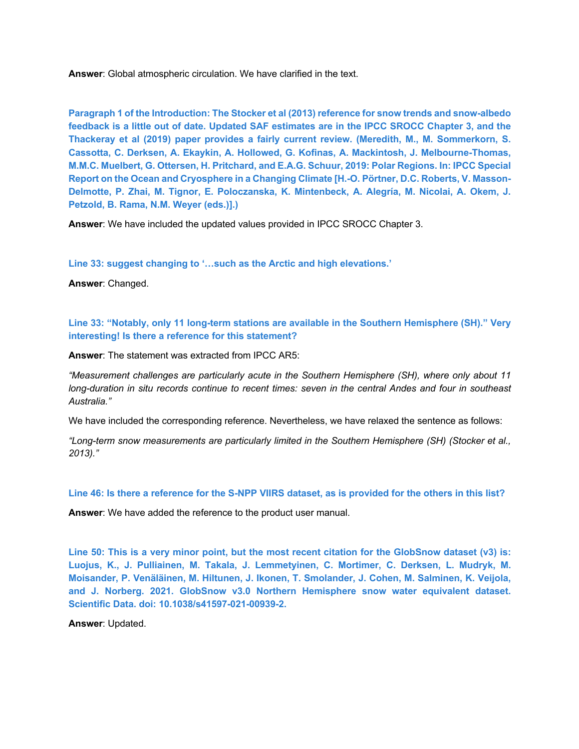**Answer**: Global atmospheric circulation. We have clarified in the text.

**Paragraph 1 of the Introduction: The Stocker et al (2013) reference for snow trends and snow-albedo feedback is a little out of date. Updated SAF estimates are in the IPCC SROCC Chapter 3, and the Thackeray et al (2019) paper provides a fairly current review. (Meredith, M., M. Sommerkorn, S. Cassotta, C. Derksen, A. Ekaykin, A. Hollowed, G. Kofinas, A. Mackintosh, J. Melbourne-Thomas, M.M.C. Muelbert, G. Ottersen, H. Pritchard, and E.A.G. Schuur, 2019: Polar Regions. In: IPCC Special Report on the Ocean and Cryosphere in a Changing Climate [H.-O. Pörtner, D.C. Roberts, V. Masson-Delmotte, P. Zhai, M. Tignor, E. Poloczanska, K. Mintenbeck, A. Alegría, M. Nicolai, A. Okem, J. Petzold, B. Rama, N.M. Weyer (eds.)].)**

**Answer**: We have included the updated values provided in IPCC SROCC Chapter 3.

**Line 33: suggest changing to '…such as the Arctic and high elevations.'**

**Answer**: Changed.

**Line 33: "Notably, only 11 long-term stations are available in the Southern Hemisphere (SH)." Very interesting! Is there a reference for this statement?**

**Answer**: The statement was extracted from IPCC AR5:

*"Measurement challenges are particularly acute in the Southern Hemisphere (SH), where only about 11 long-duration in situ records continue to recent times: seven in the central Andes and four in southeast Australia."*

We have included the corresponding reference. Nevertheless, we have relaxed the sentence as follows:

*"Long-term snow measurements are particularly limited in the Southern Hemisphere (SH) (Stocker et al., 2013)."*

**Line 46: Is there a reference for the S-NPP VIIRS dataset, as is provided for the others in this list?**

**Answer**: We have added the reference to the product user manual.

**Line 50: This is a very minor point, but the most recent citation for the GlobSnow dataset (v3) is: Luojus, K., J. Pulliainen, M. Takala, J. Lemmetyinen, C. Mortimer, C. Derksen, L. Mudryk, M. Moisander, P. Venäläinen, M. Hiltunen, J. Ikonen, T. Smolander, J. Cohen, M. Salminen, K. Veijola, and J. Norberg. 2021. GlobSnow v3.0 Northern Hemisphere snow water equivalent dataset. Scientific Data. doi: 10.1038/s41597-021-00939-2.**

**Answer**: Updated.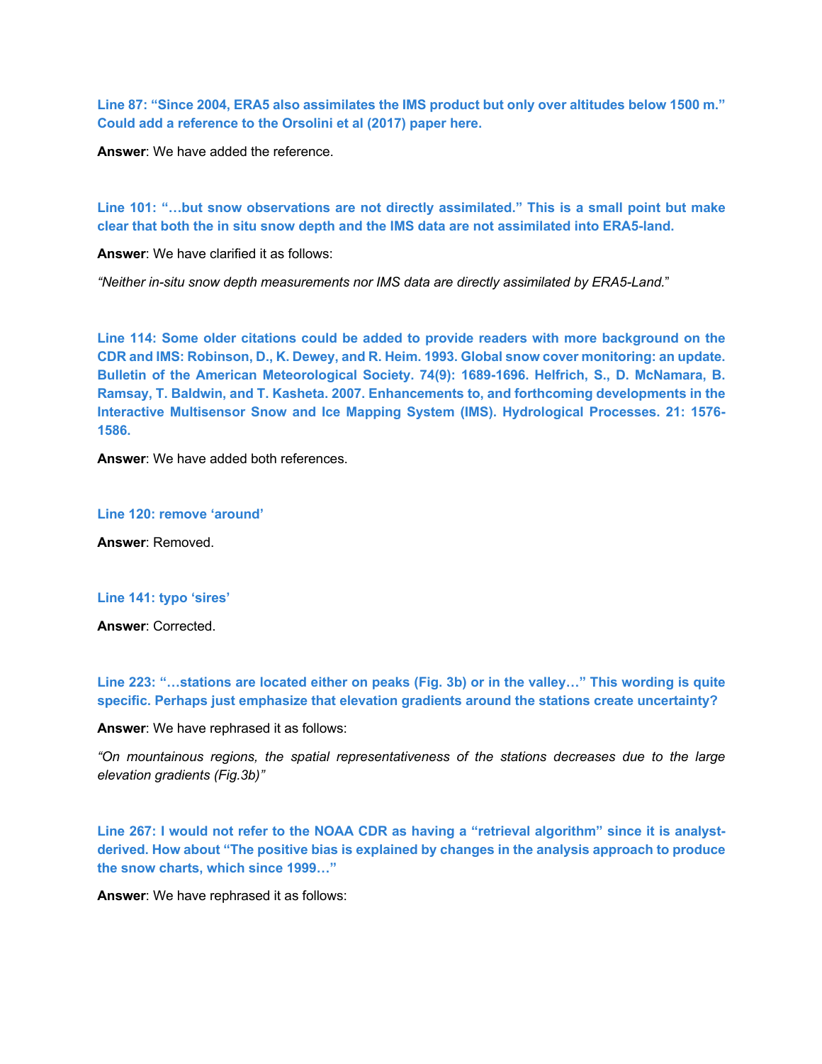**Line 87: "Since 2004, ERA5 also assimilates the IMS product but only over altitudes below 1500 m." Could add a reference to the Orsolini et al (2017) paper here.**

**Answer**: We have added the reference.

**Line 101: "…but snow observations are not directly assimilated." This is a small point but make clear that both the in situ snow depth and the IMS data are not assimilated into ERA5-land.**

**Answer**: We have clarified it as follows:

*"Neither in-situ snow depth measurements nor IMS data are directly assimilated by ERA5-Land."*

**Line 114: Some older citations could be added to provide readers with more background on the CDR and IMS: Robinson, D., K. Dewey, and R. Heim. 1993. Global snow cover monitoring: an update. Bulletin of the American Meteorological Society. 74(9): 1689-1696. Helfrich, S., D. McNamara, B. Ramsay, T. Baldwin, and T. Kasheta. 2007. Enhancements to, and forthcoming developments in the Interactive Multisensor Snow and Ice Mapping System (IMS). Hydrological Processes. 21: 1576-1586.**

**Answer**: We have added both references.

**Line 120: remove 'around'**

**Answer**: Removed.

**Line 141: typo 'sires'**

**Answer**: Corrected.

**Line 223: "…stations are located either on peaks (Fig. 3b) or in the valley…" This wording is quite specific. Perhaps just emphasize that elevation gradients around the stations create uncertainty?**

**Answer**: We have rephrased it as follows:

*"On mountainous regions, the spatial representativeness of the stations decreases due to the large elevation gradients (Fig.3b)"*

**Line 267: I would not refer to the NOAA CDR as having a "retrieval algorithm" since it is analyst-derived. How about "The positive bias is explained by changes in the analysis approach to produce the snow charts, which since 1999…"**

**Answer**: We have rephrased it as follows: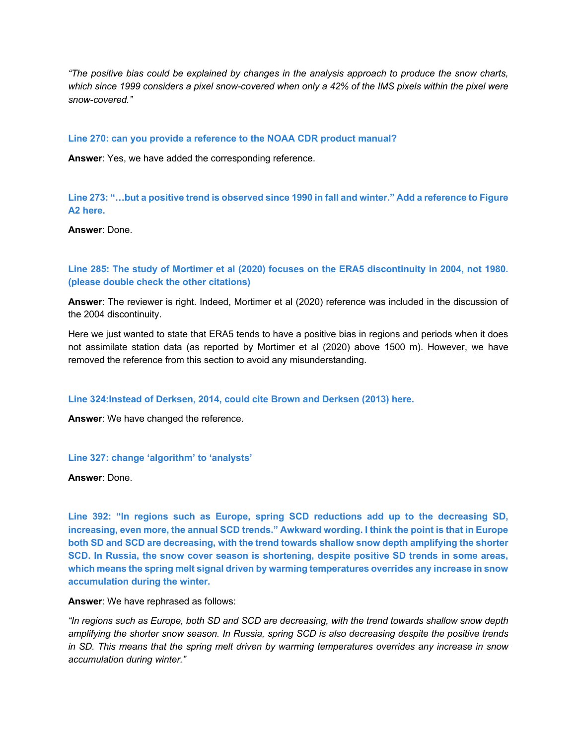*"The positive bias could be explained by changes in the analysis approach to produce the snow charts, which since 1999 considers a pixel snow-covered when only a 42% of the IMS pixels within the pixel were snow-covered."*

**Line 270: can you provide a reference to the NOAA CDR product manual?**

**Answer**: Yes, we have added the corresponding reference.

**Line 273: "…but a positive trend is observed since 1990 in fall and winter." Add a reference to Figure A2 here.**

**Answer**: Done.

**Line 285: The study of Mortimer et al (2020) focuses on the ERA5 discontinuity in 2004, not 1980. (please double check the other citations)**

**Answer**: The reviewer is right. Indeed, Mortimer et al (2020) reference was included in the discussion of the 2004 discontinuity.

Here we just wanted to state that ERA5 tends to have a positive bias in regions and periods when it does not assimilate station data (as reported by Mortimer et al (2020) above 1500 m). However, we have removed the reference from this section to avoid any misunderstanding.

**Line 324:Instead of Derksen, 2014, could cite Brown and Derksen (2013) here.**

**Answer**: We have changed the reference.

**Line 327: change 'algorithm' to 'analysts'**

**Answer**: Done.

**Line 392: "In regions such as Europe, spring SCD reductions add up to the decreasing SD, increasing, even more, the annual SCD trends." Awkward wording. I think the point is that in Europe both SD and SCD are decreasing, with the trend towards shallow snow depth amplifying the shorter SCD. In Russia, the snow cover season is shortening, despite positive SD trends in some areas, which means the spring melt signal driven by warming temperatures overrides any increase in snow accumulation during the winter.**

**Answer**: We have rephrased as follows:

*"In regions such as Europe, both SD and SCD are decreasing, with the trend towards shallow snow depth amplifying the shorter snow season. In Russia, spring SCD is also decreasing despite the positive trends in SD. This means that the spring melt driven by warming temperatures overrides any increase in snow accumulation during winter."*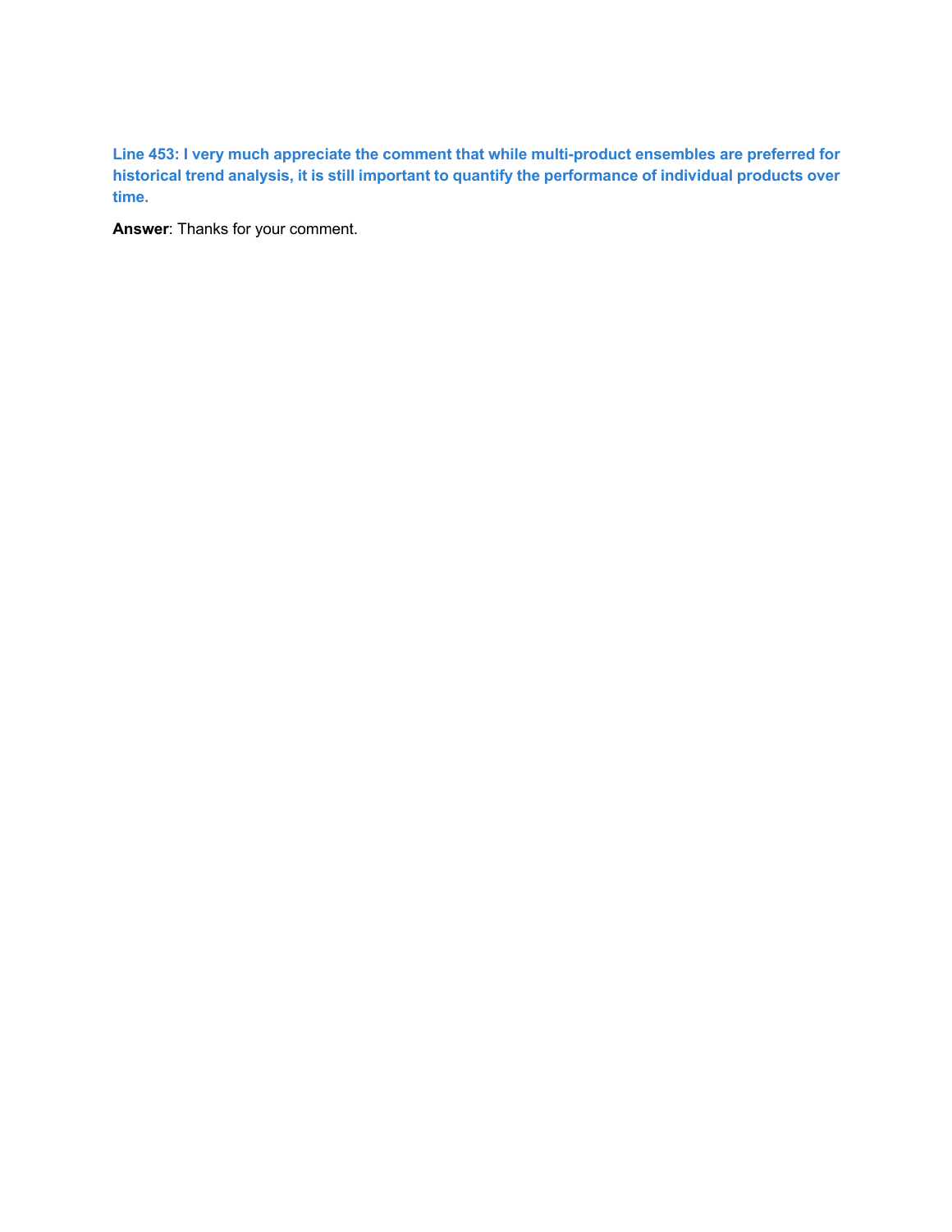**Line 453: I very much appreciate the comment that while multi-product ensembles are preferred for historical trend analysis, it is still important to quantify the performance of individual products over time.**

**Answer**: Thanks for your comment.